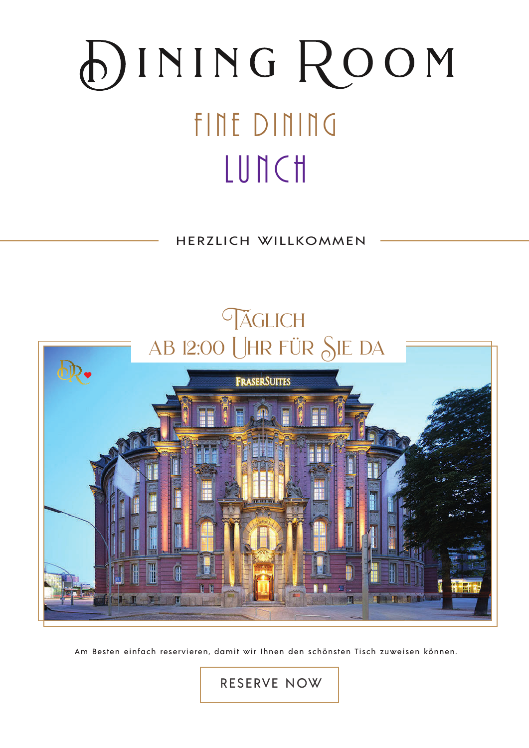# Dining Room

## Fine Dining

## Lunch

HERZLICH WILLKOMMEN

### Täglich
### ab 12:00 Uhr für Sie da

Am Besten einfach reservieren, damit wir Ihnen den schönsten Tisch zuweisen können.

RESERVE NOW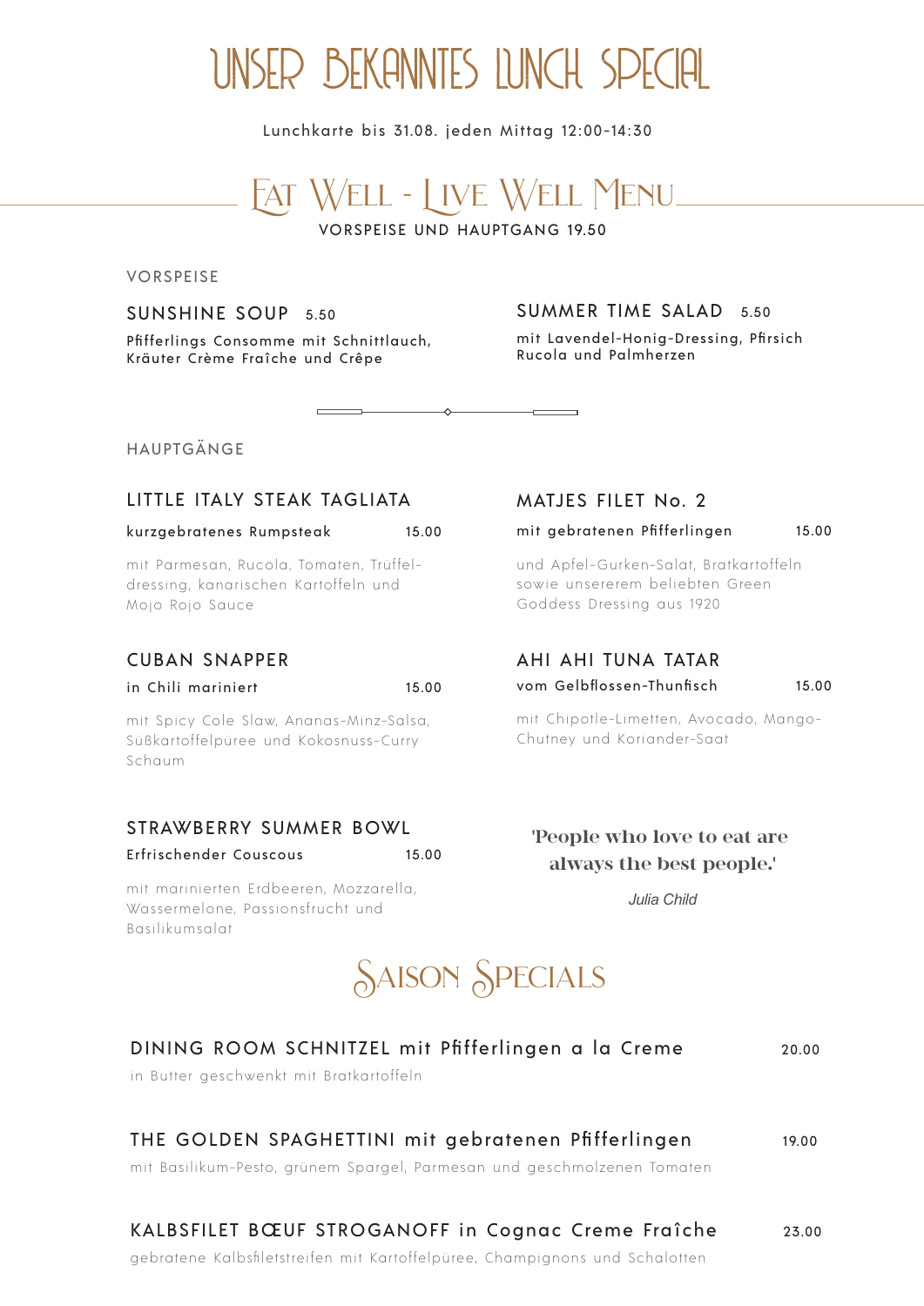# UNSER BEKANNTES LUNCH SPECIAL

Lunchkarte bis 31.08. jeden Mittag 12:00-14:30

## EAT WELL - LIVE WELL MENU

VORSPEISE UND HAUPTGANG 19.50

### VORSPEISE

**SUNSHINE SOUP** 5.50

Pfifferlings Consomme mit Schnittlauch, Kräuter Crème Fraîche und Crêpe

**SUMMER TIME SALAD** 5.50

mit Lavendel-Honig-Dressing, Pfirsich Rucola und Palmherzen

### HAUPTGÄNGE

**LITTLE ITALY STEAK TAGLIATA**

kurzgebratenes Rumpsteak 15.00

mit Parmesan, Rucola, Tomaten, Trüffel-dressing, kanarischen Kartoffeln und Mojo Rojo Sauce

**MATJES FILET No. 2**

mit gebratenen Pfifferlingen 15.00

und Apfel-Gurken-Salat, Bratkartoffeln sowie unsererem beliebten Green Goddess Dressing aus 1920

**CUBAN SNAPPER**

in Chili mariniert 15.00

mit Spicy Cole Slaw, Ananas-Minz-Salsa, Süßkartoffelpüree und Kokosnuss-Curry Schaum

**AHI AHI TUNA TATAR**

vom Gelbflossen-Thunfisch 15.00

mit Chipotle-Limetten, Avocado, Mango-Chutney und Koriander-Saat

**STRAWBERRY SUMMER BOWL**

Erfrischender Couscous 15.00

mit marinierten Erdbeeren, Mozzarella, Wassermelone, Passionsfrucht und Basilikumsalat

'People who love to eat are always the best people.'

*Julia Child*

## SAISON SPECIALS

**DINING ROOM SCHNITZEL mit Pfifferlingen a la Creme** 20.00

in Butter geschwenkt mit Bratkartoffeln

**THE GOLDEN SPAGHETTINI mit gebratenen Pfifferlingen** 19.00

mit Basilikum-Pesto, grünem Spargel, Parmesan und geschmolzenen Tomaten

**KALBSFILET BŒUF STROGANOFF in Cognac Creme Fraîche** 23.00

gebratene Kalbsfiletstreifen mit Kartoffelpüree, Champignons und Schalotten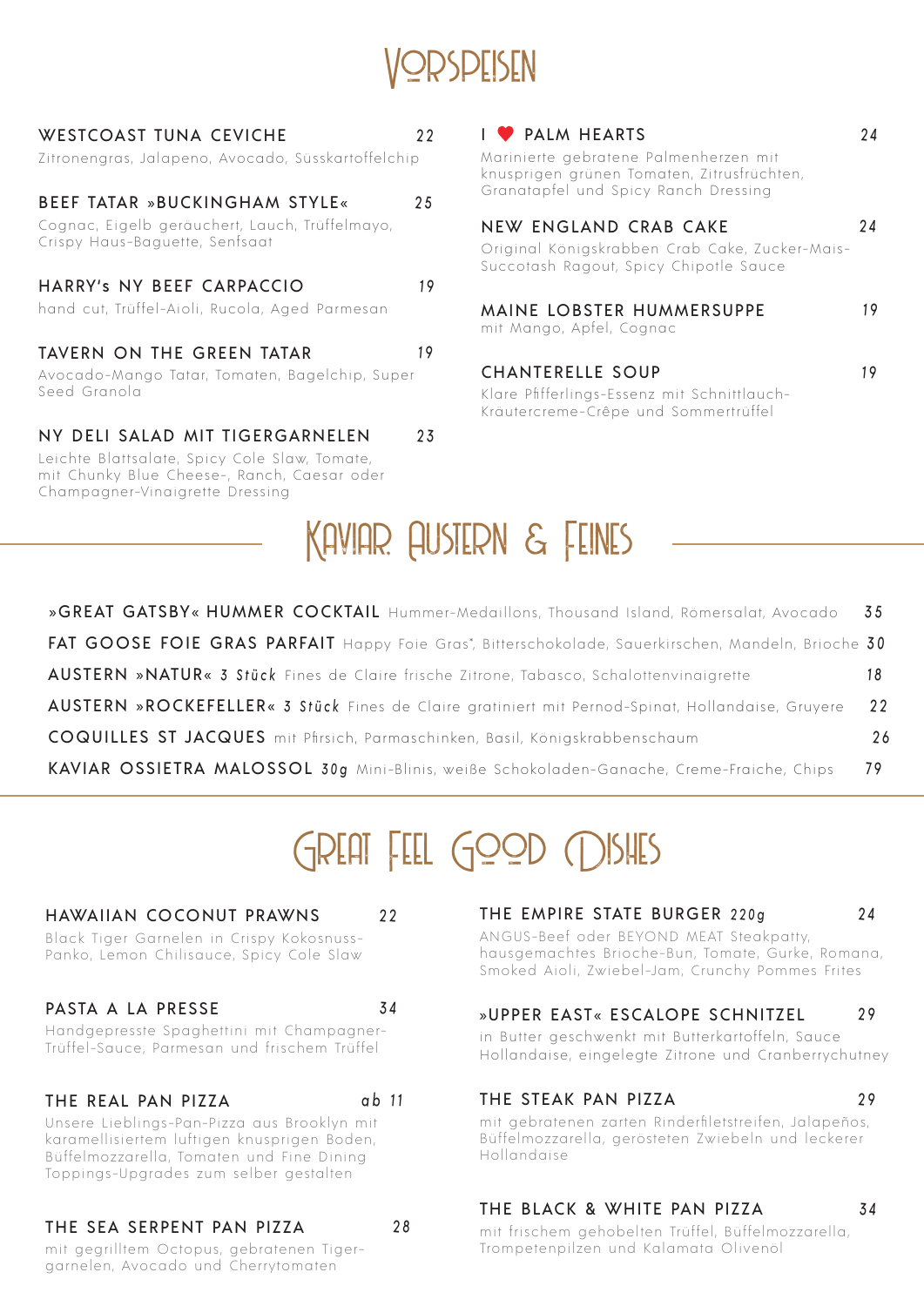# Vorspeisen

### WESTCOAST TUNA CEVICHE — 22
Zitronengras, Jalapeno, Avocado, Süsskartoffelchip

### BEEF TATAR »BUCKINGHAM STYLE« — 25
Cognac, Eigelb geräuchert, Lauch, Trüffelmayo, Crispy Haus-Baguette, Senfsaat

### HARRY's NY BEEF CARPACCIO — 19
hand cut, Trüffel-Aioli, Rucola, Aged Parmesan

### TAVERN ON THE GREEN TATAR — 19
Avocado-Mango Tatar, Tomaten, Bagelchip, Super Seed Granola

### NY DELI SALAD MIT TIGERGARNELEN — 23
Leichte Blattsalate, Spicy Cole Slaw, Tomate, mit Chunky Blue Cheese-, Ranch, Caesar oder Champagner-Vinaigrette Dressing

### I ❤ PALM HEARTS — 24
Marinierte gebratene Palmenherzen mit knusprigen grünen Tomaten, Zitrusfrüchten, Granatapfel und Spicy Ranch Dressing

### NEW ENGLAND CRAB CAKE — 24
Original Königskrabben Crab Cake, Zucker-Mais-Succotash Ragout, Spicy Chipotle Sauce

### MAINE LOBSTER HUMMERSUPPE — 19
mit Mango, Apfel, Cognac

### CHANTERELLE SOUP — 19
Klare Pfifferlings-Essenz mit Schnittlauch-Kräutercreme-Crêpe und Sommertrüffel

# Kaviar, Austern & Feines

**»GREAT GATSBY« HUMMER COCKTAIL** Hummer-Medaillons, Thousand Island, Römersalat, Avocado — 35

**FAT GOOSE FOIE GRAS PARFAIT** Happy Foie Gras*, Bitterschokolade, Sauerkirschen, Mandeln, Brioche — 30

**AUSTERN »NATUR«** *3 Stück* Fines de Claire frische Zitrone, Tabasco, Schalottenvinaigrette — 18

**AUSTERN »ROCKEFELLER«** *3 Stück* Fines de Claire gratiniert mit Pernod-Spinat, Hollandaise, Gruyere — 22

**COQUILLES ST JACQUES** mit Pfirsich, Parmaschinken, Basil, Königskrabbenschaum — 26

**KAVIAR OSSIETRA MALOSSOL** *30g* Mini-Blinis, weiße Schokoladen-Ganache, Creme-Fraiche, Chips — 79

# Great Feel Good Dishes

### HAWAIIAN COCONUT PRAWNS — 22
Black Tiger Garnelen in Crispy Kokosnuss-Panko, Lemon Chilisauce, Spicy Cole Slaw

### PASTA A LA PRESSE — 34
Handgepresste Spaghettini mit Champagner-Trüffel-Sauce, Parmesan und frischem Trüffel

### THE REAL PAN PIZZA — ab 11
Unsere Lieblings-Pan-Pizza aus Brooklyn mit karamellisiertem luftigen knusprigen Boden, Büffelmozzarella, Tomaten und Fine Dining Toppings-Upgrades zum selber gestalten

### THE SEA SERPENT PAN PIZZA — 28
mit gegrilltem Octopus, gebratenen Tigergarnelen, Avocado und Cherrytomaten

### THE EMPIRE STATE BURGER *220g* — 24
ANGUS-Beef oder BEYOND MEAT Steakpatty, hausgemachtes Brioche-Bun, Tomate, Gurke, Romana, Smoked Aioli, Zwiebel-Jam, Crunchy Pommes Frites

### »UPPER EAST« ESCALOPE SCHNITZEL — 29
in Butter geschwenkt mit Butterkartoffeln, Sauce Hollandaise, eingelegte Zitrone und Cranberrychutney

### THE STEAK PAN PIZZA — 29
mit gebratenen zarten Rinderfiletstreifen, Jalapeños, Büffelmozzarella, gerösteten Zwiebeln und leckerer Hollandaise

### THE BLACK & WHITE PAN PIZZA — 34
mit frischem gehobelten Trüffel, Büffelmozzarella, Trompetenpilzen und Kalamata Olivenöl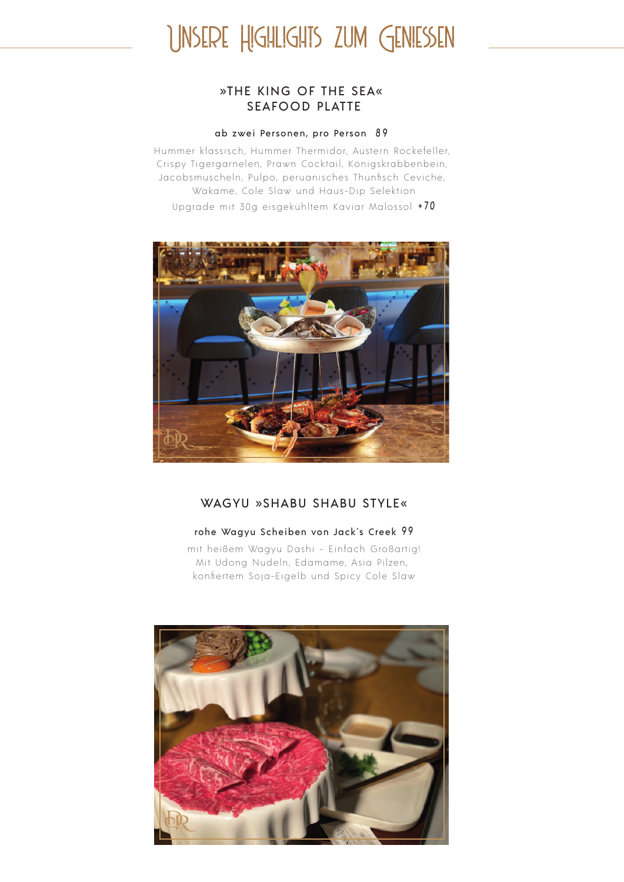# Unsere Highlights zum Geniessen

## »THE KING OF THE SEA« SEAFOOD PLATTE

**ab zwei Personen, pro Person 89**

Hummer klassisch, Hummer Thermidor, Austern Rockefeller, Crispy Tigergarnelen, Prawn Cocktail, Königskrabbenbein, Jacobsmuscheln, Pulpo, peruanisches Thunfisch Ceviche, Wakame, Cole Slaw und Haus-Dip Selektion

Upgrade mit 30g eisgekühltem Kaviar Malossol +70

## WAGYU »SHABU SHABU STYLE«

**rohe Wagyu Scheiben von Jack`s Creek 99**

mit heißem Wagyu Dashi – Einfach Großartig!
Mit Udong Nudeln, Edamame, Asia Pilzen, konfiertem Soja-Eigelb und Spicy Cole Slaw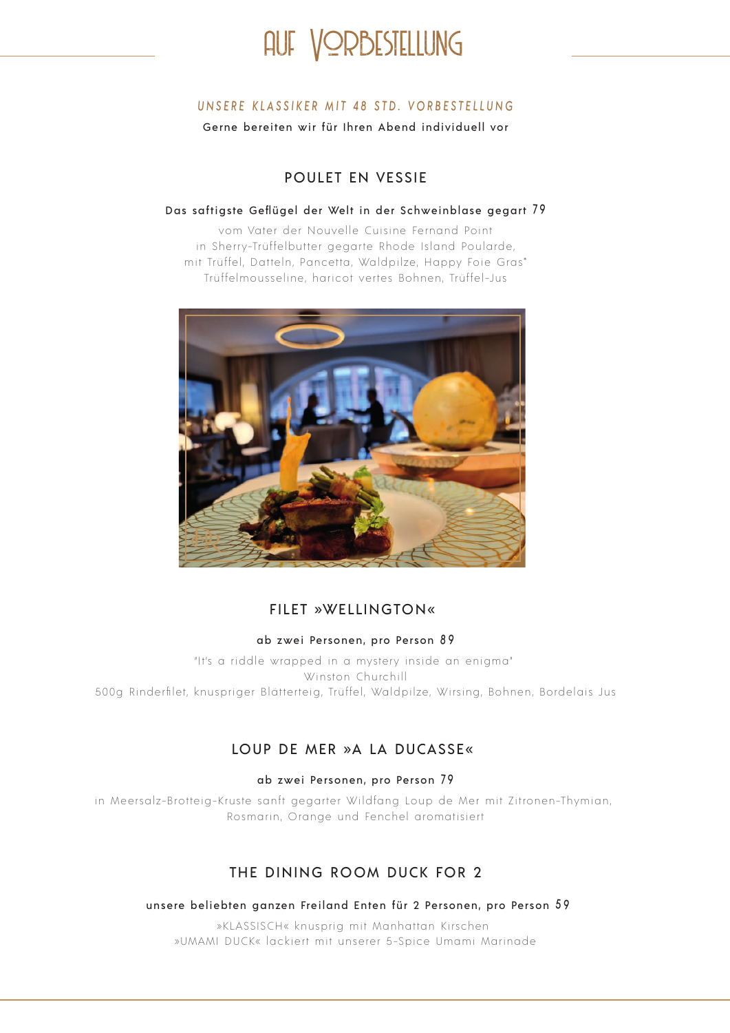# AUF VORBESTELLUNG

*UNSERE KLASSIKER MIT 48 STD. VORBESTELLUNG*

Gerne bereiten wir für Ihren Abend individuell vor

## POULET EN VESSIE

Das saftigste Geflügel der Welt in der Schweinblase gegart 79

vom Vater der Nouvelle Cuisine Fernand Point
in Sherry-Trüffelbutter gegarte Rhode Island Poularde,
mit Trüffel, Datteln, Pancetta, Waldpilze, Happy Foie Gras*
Trüffelmousseline, haricot vertes Bohnen, Trüffel-Jus

## FILET »WELLINGTON«

ab zwei Personen, pro Person 89

"It's a riddle wrapped in a mystery inside an enigma"
Winston Churchill
500g Rinderfilet, knuspriger Blätterteig, Trüffel, Waldpilze, Wirsing, Bohnen, Bordelais Jus

## LOUP DE MER »A LA DUCASSE«

ab zwei Personen, pro Person 79

in Meersalz-Brotteig-Kruste sanft gegarter Wildfang Loup de Mer mit Zitronen-Thymian,
Rosmarin, Orange und Fenchel aromatisiert

## THE DINING ROOM DUCK FOR 2

unsere beliebten ganzen Freiland Enten für 2 Personen, pro Person 59

»KLASSISCH« knusprig mit Manhattan Kirschen
»UMAMI DUCK« lackiert mit unserer 5-Spice Umami Marinade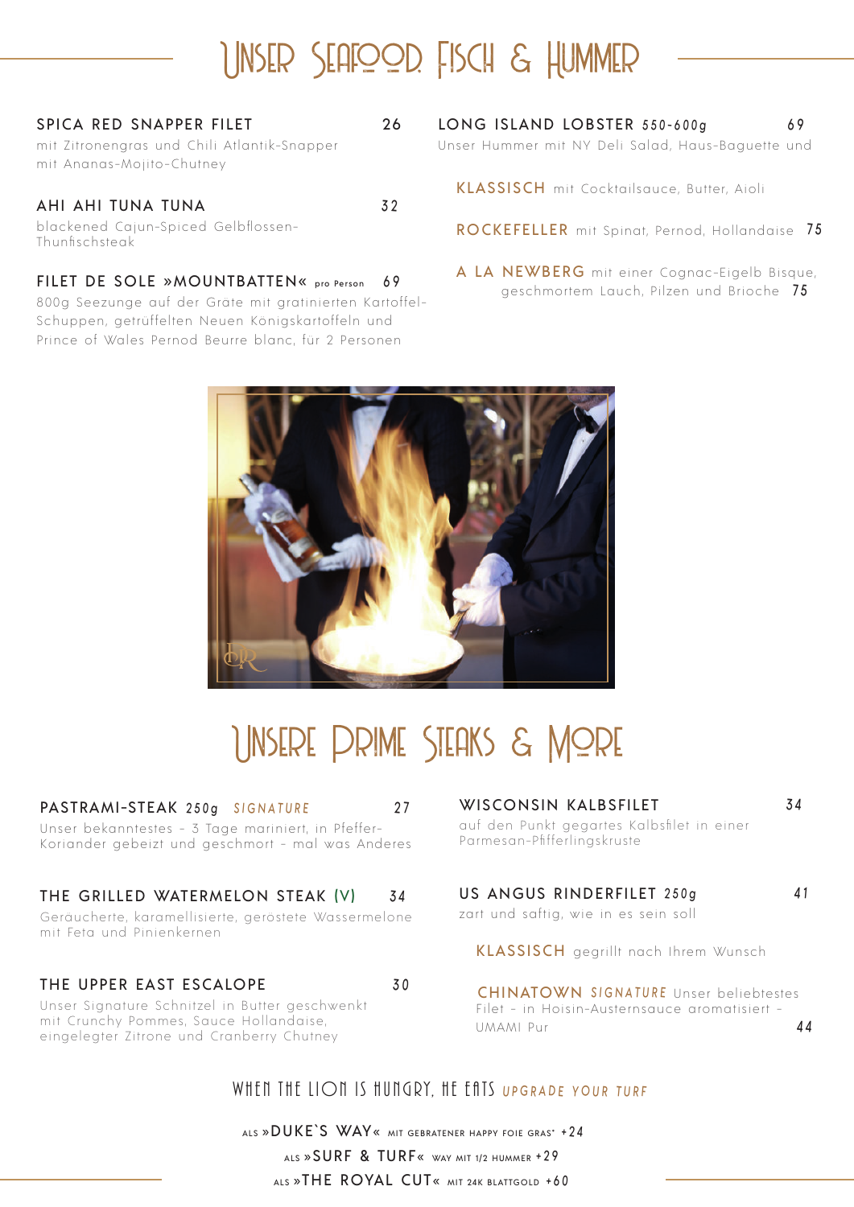# Unser Seafood Fisch & Hummer

**SPICA RED SNAPPER FILET** 26
mit Zitronengras und Chili Atlantik-Snapper mit Ananas-Mojito-Chutney

**AHI AHI TUNA TUNA** 32
blackened Cajun-Spiced Gelbflossen-Thunfischsteak

**FILET DE SOLE »MOUNTBATTEN«** pro Person 69
800g Seezunge auf der Gräte mit gratinierten Kartoffel-Schuppen, getrüffelten Neuen Königskartoffeln und Prince of Wales Pernod Beurre blanc, für 2 Personen

**LONG ISLAND LOBSTER** 550-600g 69
Unser Hummer mit NY Deli Salad, Haus-Baguette und

**KLASSISCH** mit Cocktailsauce, Butter, Aioli

**ROCKEFELLER** mit Spinat, Pernod, Hollandaise 75

**A LA NEWBERG** mit einer Cognac-Eigelb Bisque, geschmortem Lauch, Pilzen und Brioche 75

# Unsere Prime Steaks & More

**PASTRAMI-STEAK** 250g *SIGNATURE* 27
Unser bekanntestes – 3 Tage mariniert, in Pfeffer-Koriander gebeizt und geschmort – mal was Anderes

**THE GRILLED WATERMELON STEAK (V)** 34
Geräucherte, karamellisierte, geröstete Wassermelone mit Feta und Pinienkernen

**THE UPPER EAST ESCALOPE** 30
Unser Signature Schnitzel in Butter geschwenkt mit Crunchy Pommes, Sauce Hollandaise, eingelegter Zitrone und Cranberry Chutney

**WISCONSIN KALBSFILET** 34
auf den Punkt gegartes Kalbsfilet in einer Parmesan-Pfifferlingskruste

**US ANGUS RINDERFILET** 250g 41
zart und saftig, wie in es sein soll

**KLASSISCH** gegrillt nach Ihrem Wunsch

**CHINATOWN** *SIGNATURE* Unser beliebtestes Filet – in Hoisin-Austernsauce aromatisiert – UMAMI Pur 44

## WHEN THE LION IS HUNGRY, HE EATS *UPGRADE YOUR TURF*

ALS »DUKE`S WAY« MIT GEBRATENER HAPPY FOIE GRAS* +24

ALS »SURF & TURF« WAY MIT 1/2 HUMMER +29

ALS »THE ROYAL CUT« MIT 24K BLATTGOLD +60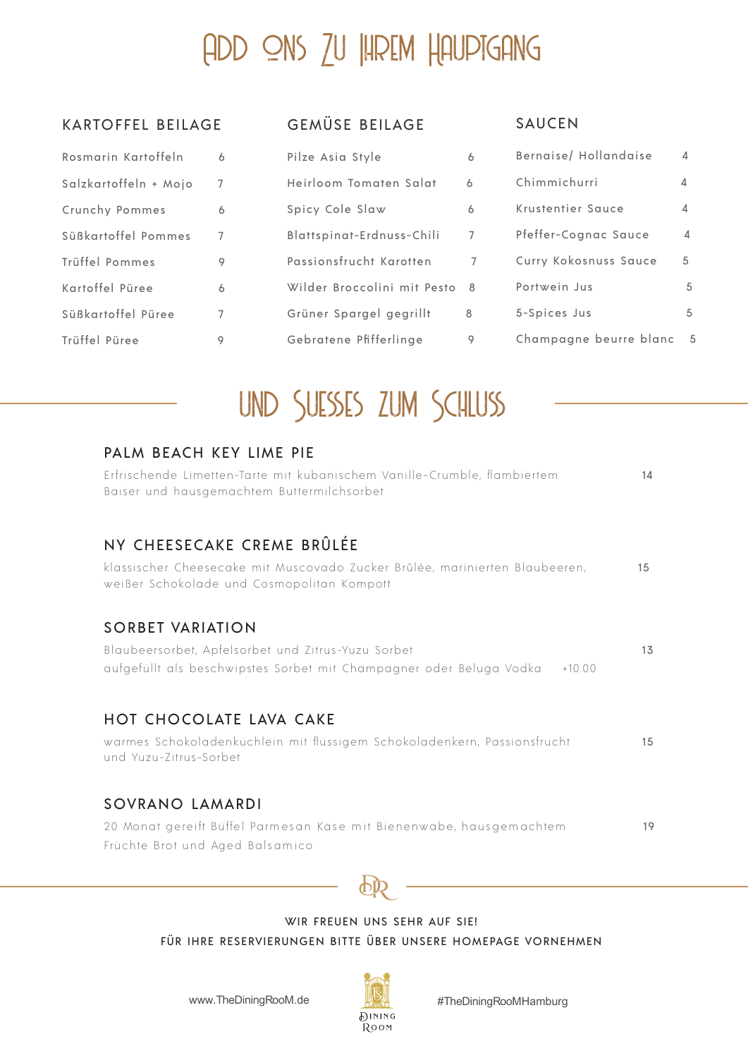# ADD ONS ZU IHREM HAUPTGANG

## KARTOFFEL BEILAGE

| | |
|---|---|
| Rosmarin Kartoffeln | 6 |
| Salzkartoffeln + Mojo | 7 |
| Crunchy Pommes | 6 |
| Süßkartoffel Pommes | 7 |
| Trüffel Pommes | 9 |
| Kartoffel Püree | 6 |
| Süßkartoffel Püree | 7 |
| Trüffel Püree | 9 |

## GEMÜSE BEILAGE

| | |
|---|---|
| Pilze Asia Style | 6 |
| Heirloom Tomaten Salat | 6 |
| Spicy Cole Slaw | 6 |
| Blattspinat-Erdnuss-Chili | 7 |
| Passionsfrucht Karotten | 7 |
| Wilder Broccolini mit Pesto | 8 |
| Grüner Spargel gegrillt | 8 |
| Gebratene Pfifferlinge | 9 |

## SAUCEN

| | |
|---|---|
| Bernaise/ Hollandaise | 4 |
| Chimmichurri | 4 |
| Krustentier Sauce | 4 |
| Pfeffer-Cognac Sauce | 4 |
| Curry Kokosnuss Sauce | 5 |
| Portwein Jus | 5 |
| 5-Spices Jus | 5 |
| Champagne beurre blanc | 5 |

# UND SUESSES ZUM SCHLUSS

### PALM BEACH KEY LIME PIE

Erfrischende Limetten-Tarte mit kubanischem Vanille-Crumble, flambiertem Baiser und hausgemachtem Buttermilchsorbet — 14

### NY CHEESECAKE CREME BRÛLÉE

klassischer Cheesecake mit Muscovado Zucker Brûlée, marinierten Blaubeeren, weißer Schokolade und Cosmopolitan Kompott — 15

### SORBET VARIATION

Blaubeersorbet, Apfelsorbet und Zitrus-Yuzu Sorbet — 13

aufgefüllt als beschwipstes Sorbet mit Champagner oder Beluga Vodka — +10.00

### HOT CHOCOLATE LAVA CAKE

warmes Schokoladenküchlein mit flüssigem Schokoladenkern, Passionsfrucht und Yuzu-Zitrus-Sorbet — 15

### SOVRANO LAMARDI

20 Monat gereift Büffel Parmesan Käse mit Bienenwabe, hausgemachtem Früchte Brot und Aged Balsamico — 19

WIR FREUEN UNS SEHR AUF SIE!

FÜR IHRE RESERVIERUNGEN BITTE ÜBER UNSERE HOMEPAGE VORNEHMEN

www.TheDiningRooM.de

Dining Room

#TheDiningRooMHamburg